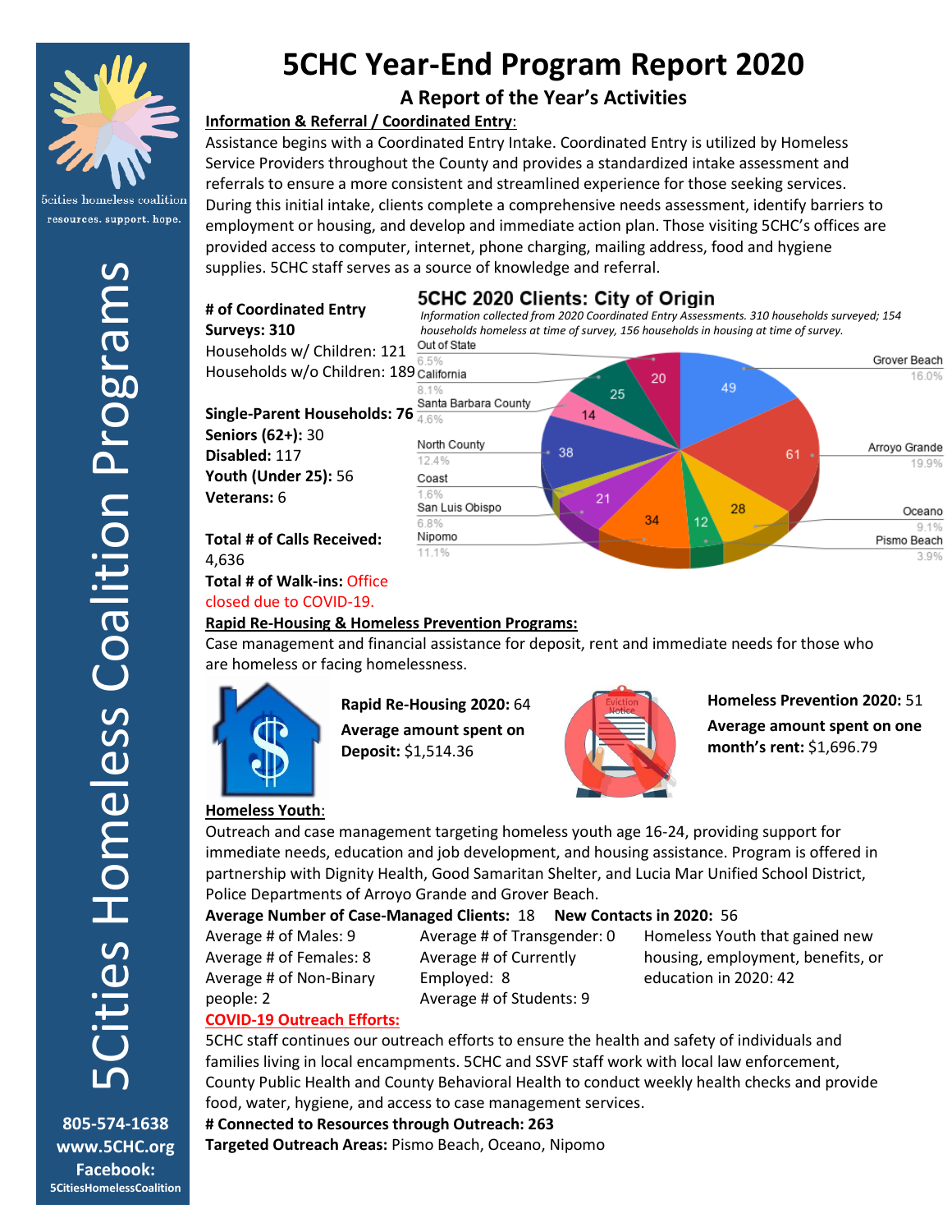# 5CHC Year-End Program Report 2020

## A Report of the Year's Activities

**Information & Referral / Coordinated Entry:**

Assistance begins with a Coordinated Entry Intake. Coordinated Entry is utilized by Homeless Service Providers throughout the County and provides a standardized intake assessment and referrals to ensure a more consistent and streamlined experience for those seeking services. During this initial intake, clients complete a comprehensive needs assessment, identify barriers to employment or housing, and develop and immediate action plan. Those visiting 5CHC's offices are provided access to computer, internet, phone charging, mailing address, food and hygiene supplies. 5CHC staff serves as a source of knowledge and referral.

**# of Coordinated Entry Surveys: 310**

Households w/ Children: 121

Households w/o Children: 189

**Single-Parent Households: 76**

**Seniors (62+):** 30

**Disabled:** 117

**Youth (Under 25):** 56

**Veterans:** 6

**Total # of Calls Received:** 4,636

**Total # of Walk-ins:** Office closed due to COVID-19.

### 5CHC 2020 Clients: City of Origin

*Information collected from 2020 Coordinated Entry Assessments. 310 households surveyed; 154 households homeless at time of survey, 156 households in housing at time of survey.*

| City of Origin | Count | Percent |
|---|---|---|
| Grover Beach | 49 | 16.0% |
| Arroyo Grande | 61 | 19.9% |
| Oceano | 28 | 9.1% |
| Pismo Beach | 12 | 3.9% |
| Nipomo | 34 | 11.1% |
| San Luis Obispo | 21 | 6.8% |
| Coast | | 1.6% |
| North County | 38 | 12.4% |
| Santa Barbara County | 14 | 4.6% |
| California | 25 | 8.1% |
| Out of State | 20 | 6.5% |

**Rapid Re-Housing & Homeless Prevention Programs:**

Case management and financial assistance for deposit, rent and immediate needs for those who are homeless or facing homelessness.

**Rapid Re-Housing 2020:** 64

**Average amount spent on Deposit:** $1,514.36

**Homeless Prevention 2020:** 51

**Average amount spent on one month's rent:** $1,696.79

**Homeless Youth:**

Outreach and case management targeting homeless youth age 16-24, providing support for immediate needs, education and job development, and housing assistance. Program is offered in partnership with Dignity Health, Good Samaritan Shelter, and Lucia Mar Unified School District, Police Departments of Arroyo Grande and Grover Beach.

**Average Number of Case-Managed Clients:** 18 **New Contacts in 2020:** 56

Average # of Males: 9

Average # of Females: 8

Average # of Non-Binary people: 2

Average # of Transgender: 0

Average # of Currently Employed: 8

Average # of Students: 9

Homeless Youth that gained new housing, employment, benefits, or education in 2020: 42

**COVID-19 Outreach Efforts:**

5CHC staff continues our outreach efforts to ensure the health and safety of individuals and families living in local encampments. 5CHC and SSVF staff work with local law enforcement, County Public Health and County Behavioral Health to conduct weekly health checks and provide food, water, hygiene, and access to case management services.

**# Connected to Resources through Outreach: 263**

**Targeted Outreach Areas:** Pismo Beach, Oceano, Nipomo

5Cities Homeless Coalition Programs

5cities homeless coalition — resources. support. hope.

**805-574-1638**
**www.5CHC.org**
**Facebook:**
**5CitiesHomelessCoalition**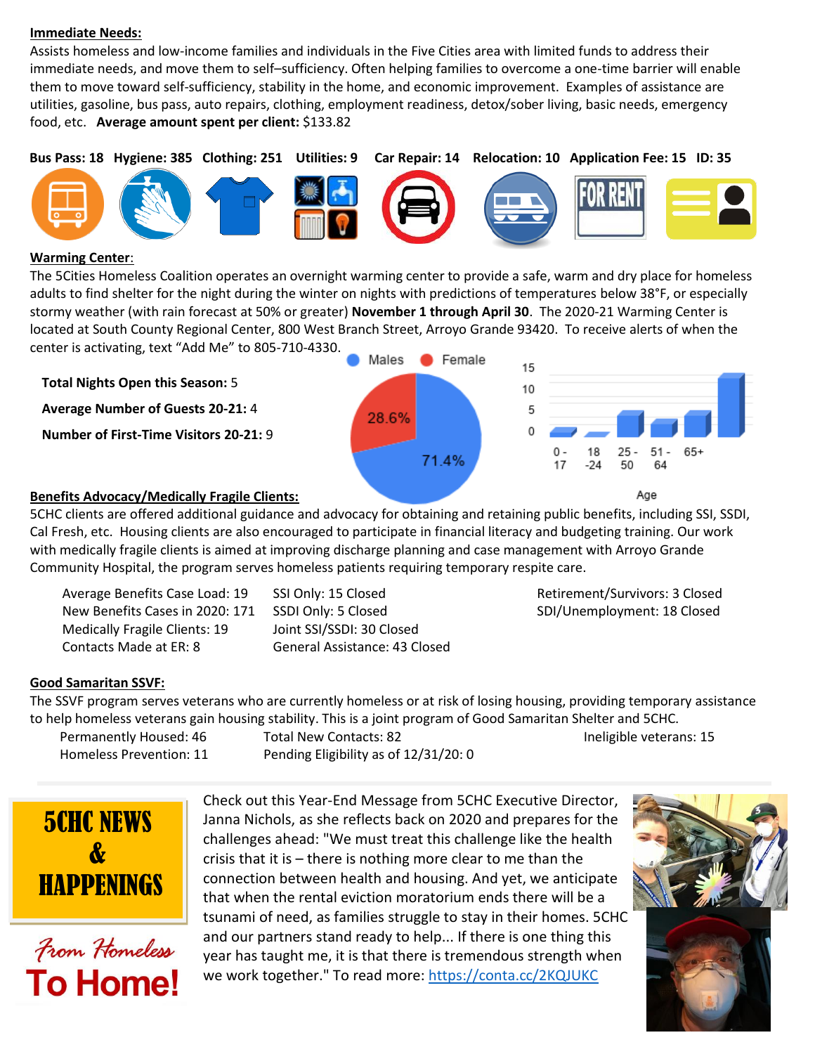**Immediate Needs:**

Assists homeless and low-income families and individuals in the Five Cities area with limited funds to address their immediate needs, and move them to self–sufficiency. Often helping families to overcome a one-time barrier will enable them to move toward self-sufficiency, stability in the home, and economic improvement. Examples of assistance are utilities, gasoline, bus pass, auto repairs, clothing, employment readiness, detox/sober living, basic needs, emergency food, etc. **Average amount spent per client:** $133.82

**Bus Pass: 18** **Hygiene: 385** **Clothing: 251** **Utilities: 9** **Car Repair: 14** **Relocation: 10** **Application Fee: 15** **ID: 35**

**Warming Center**:

The 5Cities Homeless Coalition operates an overnight warming center to provide a safe, warm and dry place for homeless adults to find shelter for the night during the winter on nights with predictions of temperatures below 38°F, or especially stormy weather (with rain forecast at 50% or greater) **November 1 through April 30**. The 2020-21 Warming Center is located at South County Regional Center, 800 West Branch Street, Arroyo Grande 93420. To receive alerts of when the center is activating, text "Add Me" to 805-710-4330.

**Total Nights Open this Season:** 5

**Average Number of Guests 20-21:** 4

**Number of First-Time Visitors 20-21:** 9

Males Female

28.6%

71.4%

15
10
5
0

0 - 17
18 -24
25 - 50
51 - 64
65+

Age

**Benefits Advocacy/Medically Fragile Clients:**

5CHC clients are offered additional guidance and advocacy for obtaining and retaining public benefits, including SSI, SSDI, Cal Fresh, etc. Housing clients are also encouraged to participate in financial literacy and budgeting training. Our work with medically fragile clients is aimed at improving discharge planning and case management with Arroyo Grande Community Hospital, the program serves homeless patients requiring temporary respite care.

Average Benefits Case Load: 19
New Benefits Cases in 2020: 171
Medically Fragile Clients: 19
Contacts Made at ER: 8

SSI Only: 15 Closed
SSDI Only: 5 Closed
Joint SSI/SSDI: 30 Closed
General Assistance: 43 Closed

Retirement/Survivors: 3 Closed
SDI/Unemployment: 18 Closed

**Good Samaritan SSVF:**

The SSVF program serves veterans who are currently homeless or at risk of losing housing, providing temporary assistance to help homeless veterans gain housing stability. This is a joint program of Good Samaritan Shelter and 5CHC.

Permanently Housed: 46
Homeless Prevention: 11

Total New Contacts: 82
Pending Eligibility as of 12/31/20: 0

Ineligible veterans: 15

## 5CHC NEWS & HAPPENINGS

*From Homeless* **To Home!**

Check out this Year-End Message from 5CHC Executive Director, Janna Nichols, as she reflects back on 2020 and prepares for the challenges ahead: "We must treat this challenge like the health crisis that it is – there is nothing more clear to me than the connection between health and housing. And yet, we anticipate that when the rental eviction moratorium ends there will be a tsunami of need, as families struggle to stay in their homes. 5CHC and our partners stand ready to help... If there is one thing this year has taught me, it is that there is tremendous strength when we work together." To read more: https://conta.cc/2KQJUKC